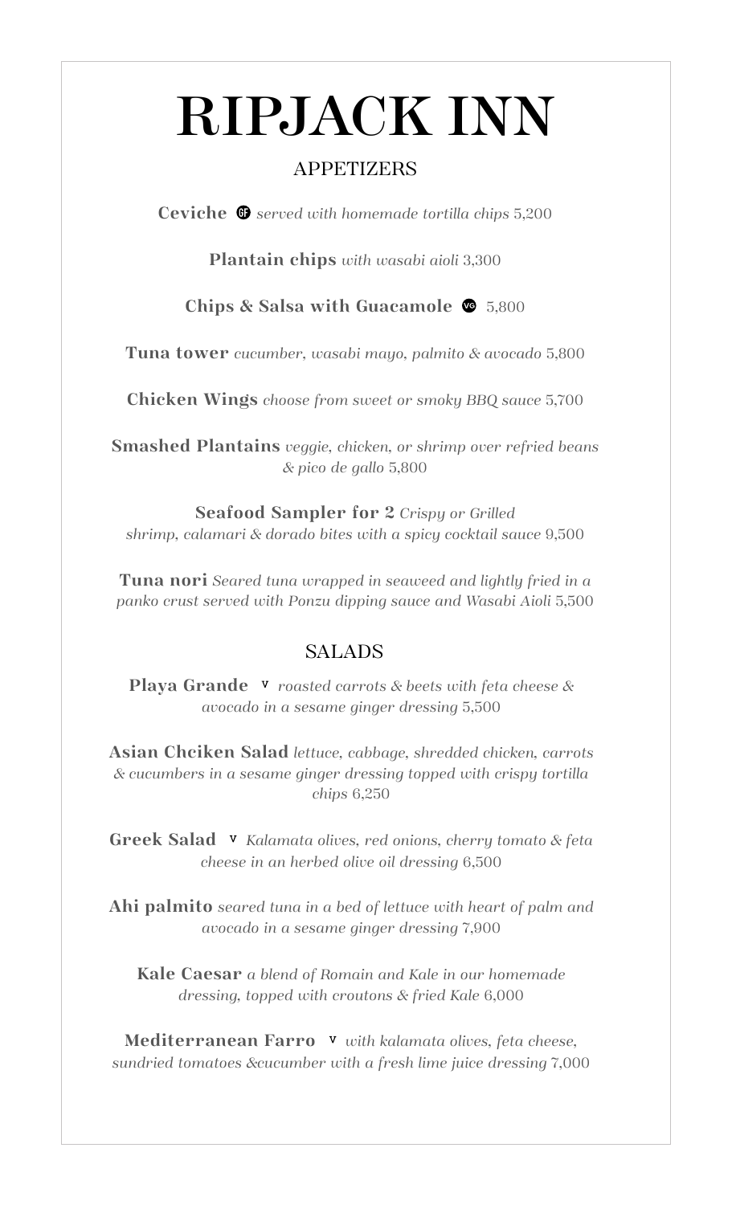# RIPJACK INN

## APPETIZERS

**Ceviche** GF *served with homemade tortilla chips* 5,200

**Plantain chips** *with wasabi aioli* 3,300

**Chips & Salsa with Guacamole** VG 5,800

**Tuna tower** *cucumber, wasabi mayo, palmito & avocado* 5,800

**Chicken Wings** *choose from sweet or smoky BBQ sauce* 5,700

**Smashed Plantains** *veggie, chicken, or shrimp over refried beans & pico de gallo* 5,800

**Seafood Sampler for 2** *Crispy or Grilled shrimp, calamari & dorado bites with a spicy cocktail sauce* 9,500

**Tuna nori** *Seared tuna wrapped in seaweed and lightly fried in a panko crust served with Ponzu dipping sauce and Wasabi Aioli* 5,500

## SALADS

**Playa Grande** V *roasted carrots & beets with feta cheese & avocado in a sesame ginger dressing* 5,500

**Asian Chciken Salad** *lettuce, cabbage, shredded chicken, carrots & cucumbers in a sesame ginger dressing topped with crispy tortilla chips* 6,250

**Greek Salad** V *Kalamata olives, red onions, cherry tomato & feta cheese in an herbed olive oil dressing* 6,500

**Ahi palmito** *seared tuna in a bed of lettuce with heart of palm and avocado in a sesame ginger dressing* 7,900

**Kale Caesar** *a blend of Romain and Kale in our homemade dressing, topped with croutons & fried Kale* 6,000

**Mediterranean Farro** V *with kalamata olives, feta cheese, sundried tomatoes &cucumber with a fresh lime juice dressing* 7,000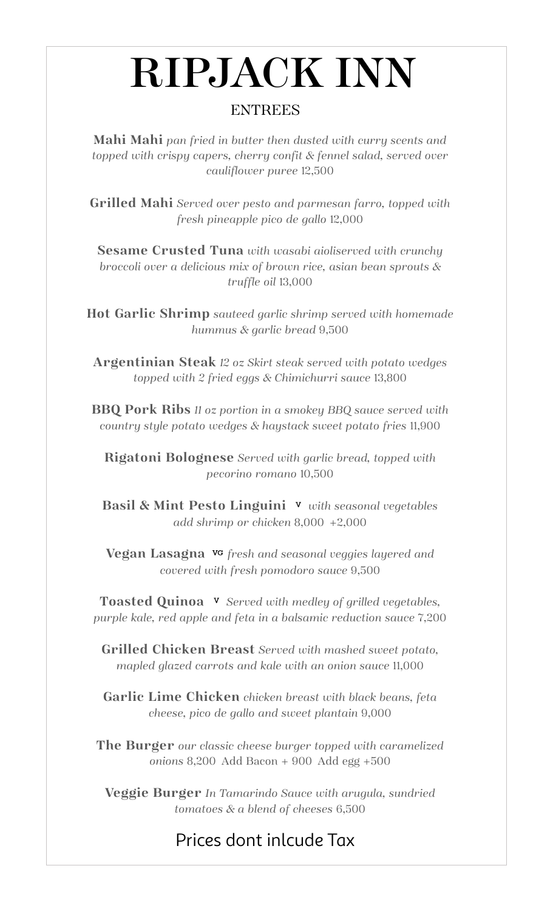# RIPJACK INN

## ENTREES

**Mahi Mahi** *pan fried in butter then dusted with curry scents and topped with crispy capers, cherry confit & fennel salad, served over cauliflower puree* 12,500

**Grilled Mahi** *Served over pesto and parmesan farro, topped with fresh pineapple pico de gallo* 12,000

**Sesame Crusted Tuna** *with wasabi aioliserved with crunchy broccoli over a delicious mix of brown rice, asian bean sprouts & truffle oil* 13,000

**Hot Garlic Shrimp** *sauteed garlic shrimp served with homemade hummus & garlic bread* 9,500

**Argentinian Steak** *12 oz Skirt steak served with potato wedges topped with 2 fried eggs & Chimichurri sauce* 13,800

**BBQ Pork Ribs** *11 oz portion in a smokey BBQ sauce served with country style potato wedges & haystack sweet potato fries* 11,900

**Rigatoni Bolognese** *Served with garlic bread, topped with pecorino romano* 10,500

**Basil & Mint Pesto Linguini** V *with seasonal vegetables add shrimp or chicken* 8,000 +2,000

**Vegan Lasagna** VG *fresh and seasonal veggies layered and covered with fresh pomodoro sauce* 9,500

**Toasted Quinoa** V *Served with medley of grilled vegetables, purple kale, red apple and feta in a balsamic reduction sauce* 7,200

**Grilled Chicken Breast** *Served with mashed sweet potato, mapled glazed carrots and kale with an onion sauce* 11,000

**Garlic Lime Chicken** *chicken breast with black beans, feta cheese, pico de gallo and sweet plantain* 9,000

**The Burger** *our classic cheese burger topped with caramelized onions* 8,200 Add Bacon + 900 Add egg +500

**Veggie Burger** *In Tamarindo Sauce with arugula, sundried tomatoes & a blend of cheeses* 6,500

Prices dont inlcude Tax